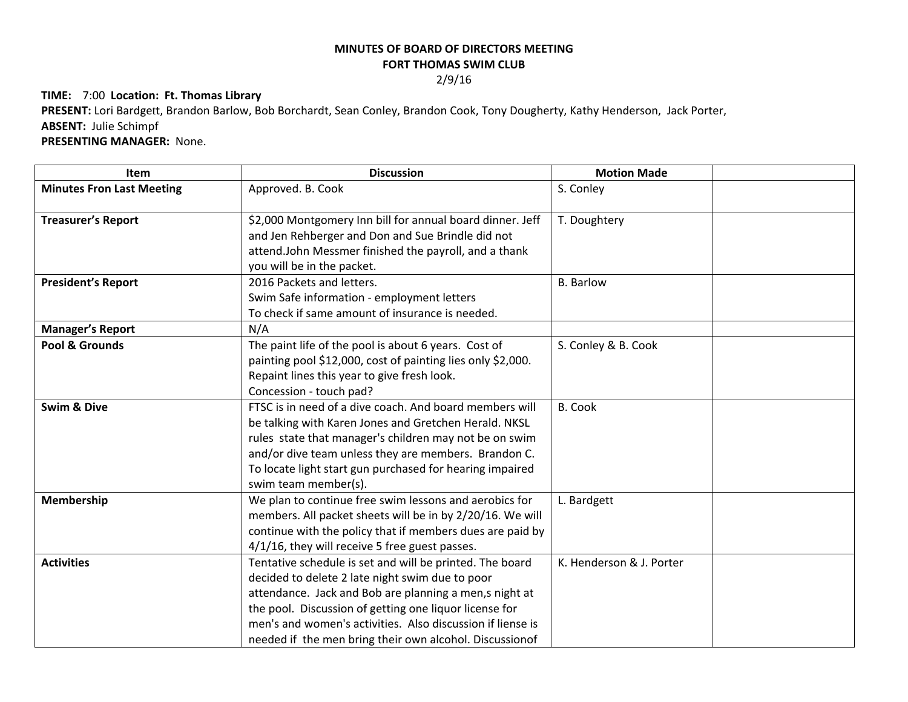**MINUTES OF BOARD OF DIRECTORS MEETING**
**FORT THOMAS SWIM CLUB**
2/9/16

**TIME:** 7:00 **Location: Ft. Thomas Library**
**PRESENT:** Lori Bardgett, Brandon Barlow, Bob Borchardt, Sean Conley, Brandon Cook, Tony Dougherty, Kathy Henderson, Jack Porter,
**ABSENT:** Julie Schimpf
**PRESENTING MANAGER:** None.

| Item | Discussion | Motion Made | |
|---|---|---|---|
| **Minutes Fron Last Meeting** | Approved. B. Cook | S. Conley | |
| **Treasurer's Report** | $2,000 Montgomery Inn bill for annual board dinner. Jeff and Jen Rehberger and Don and Sue Brindle did not attend.John Messmer finished the payroll, and a thank you will be in the packet. | T. Doughtery | |
| **President's Report** | 2016 Packets and letters.<br>Swim Safe information - employment letters<br>To check if same amount of insurance is needed. | B. Barlow | |
| **Manager's Report** | N/A | | |
| **Pool & Grounds** | The paint life of the pool is about 6 years. Cost of painting pool $12,000, cost of painting lies only $2,000. Repaint lines this year to give fresh look.<br>Concession - touch pad? | S. Conley & B. Cook | |
| **Swim & Dive** | FTSC is in need of a dive coach. And board members will be talking with Karen Jones and Gretchen Herald. NKSL rules state that manager's children may not be on swim and/or dive team unless they are members. Brandon C. To locate light start gun purchased for hearing impaired swim team member(s). | B. Cook | |
| **Membership** | We plan to continue free swim lessons and aerobics for members. All packet sheets will be in by 2/20/16. We will continue with the policy that if members dues are paid by 4/1/16, they will receive 5 free guest passes. | L. Bardgett | |
| **Activities** | Tentative schedule is set and will be printed. The board decided to delete 2 late night swim due to poor attendance. Jack and Bob are planning a men,s night at the pool. Discussion of getting one liquor license for men's and women's activities. Also discussion if liense is needed if the men bring their own alcohol. Discussionof | K. Henderson & J. Porter | |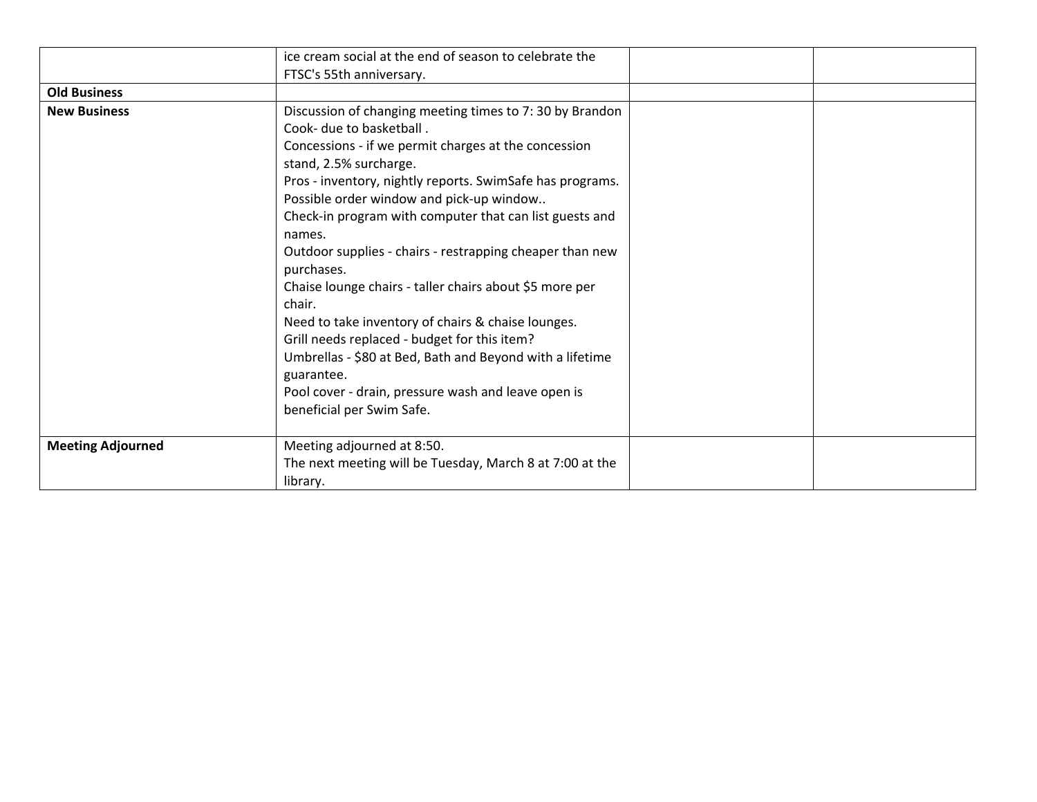| | | | |
|---|---|---|---|
| | ice cream social at the end of season to celebrate the FTSC's 55th anniversary. | | |
| **Old Business** | | | |
| **New Business** | Discussion of changing meeting times to 7: 30 by Brandon Cook- due to basketball .<br>Concessions - if we permit charges at the concession stand, 2.5% surcharge.<br>Pros - inventory, nightly reports. SwimSafe has programs. Possible order window and pick-up window..<br>Check-in program with computer that can list guests and names.<br>Outdoor supplies - chairs - restrapping cheaper than new purchases.<br>Chaise lounge chairs - taller chairs about $5 more per chair.<br>Need to take inventory of chairs & chaise lounges.<br>Grill needs replaced - budget for this item?<br>Umbrellas - $80 at Bed, Bath and Beyond with a lifetime guarantee.<br>Pool cover - drain, pressure wash and leave open is beneficial per Swim Safe. | | |
| **Meeting Adjourned** | Meeting adjourned at 8:50.<br>The next meeting will be Tuesday, March 8 at 7:00 at the library. | | |